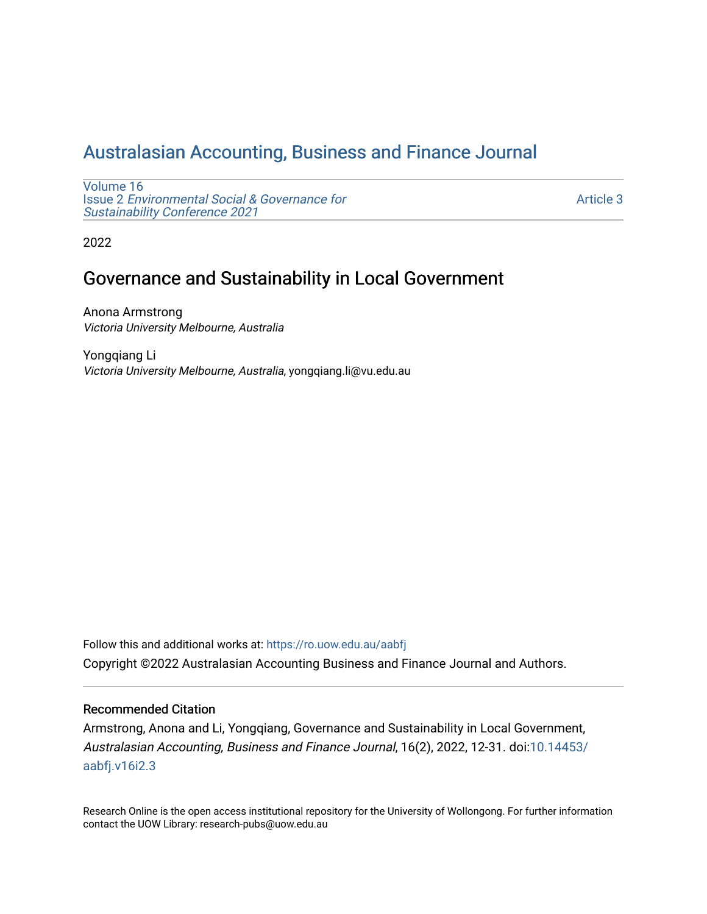# Australasian Accounting, Business and Finance Journal

Volume 16
Issue 2 *Environmental Social & Governance for Sustainability Conference 2021*

Article 3

2022

## Governance and Sustainability in Local Government

Anona Armstrong
*Victoria University Melbourne, Australia*

Yongqiang Li
*Victoria University Melbourne, Australia*, yongqiang.li@vu.edu.au

Follow this and additional works at: https://ro.uow.edu.au/aabfj

Copyright ©2022 Australasian Accounting Business and Finance Journal and Authors.

### Recommended Citation

Armstrong, Anona and Li, Yongqiang, Governance and Sustainability in Local Government, *Australasian Accounting, Business and Finance Journal*, 16(2), 2022, 12-31. doi:10.14453/aabfj.v16i2.3

Research Online is the open access institutional repository for the University of Wollongong. For further information contact the UOW Library: research-pubs@uow.edu.au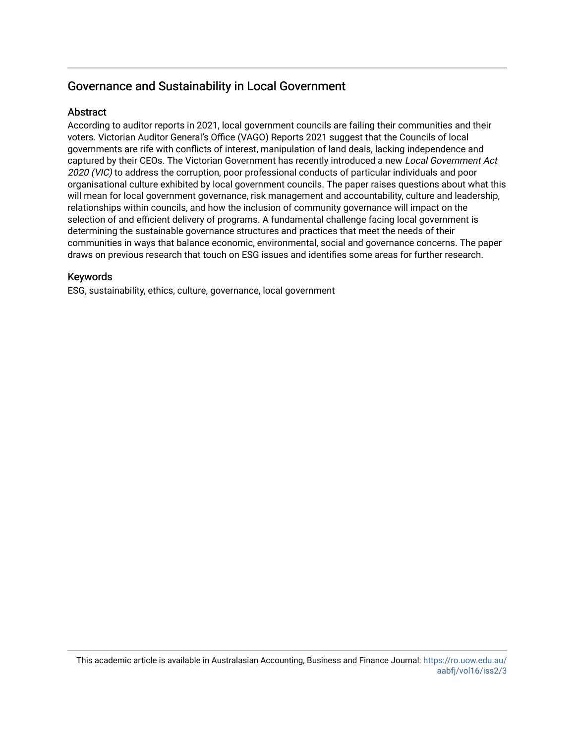## Governance and Sustainability in Local Government

### Abstract

According to auditor reports in 2021, local government councils are failing their communities and their voters. Victorian Auditor General's Office (VAGO) Reports 2021 suggest that the Councils of local governments are rife with conflicts of interest, manipulation of land deals, lacking independence and captured by their CEOs. The Victorian Government has recently introduced a new *Local Government Act 2020 (VIC)* to address the corruption, poor professional conducts of particular individuals and poor organisational culture exhibited by local government councils. The paper raises questions about what this will mean for local government governance, risk management and accountability, culture and leadership, relationships within councils, and how the inclusion of community governance will impact on the selection of and efficient delivery of programs. A fundamental challenge facing local government is determining the sustainable governance structures and practices that meet the needs of their communities in ways that balance economic, environmental, social and governance concerns. The paper draws on previous research that touch on ESG issues and identifies some areas for further research.

### Keywords

ESG, sustainability, ethics, culture, governance, local government

This academic article is available in Australasian Accounting, Business and Finance Journal: https://ro.uow.edu.au/aabfj/vol16/iss2/3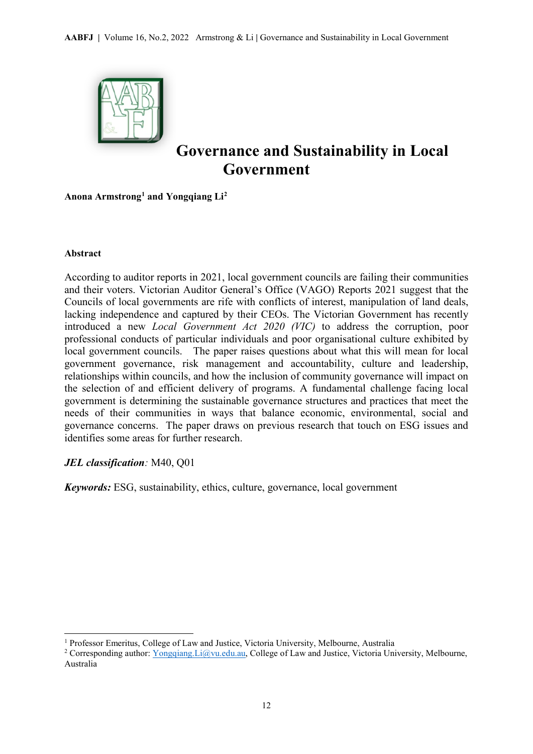# Governance and Sustainability in Local Government

**Anona Armstrong[1] and Yongqiang Li[2]**

## Abstract

According to auditor reports in 2021, local government councils are failing their communities and their voters. Victorian Auditor General's Office (VAGO) Reports 2021 suggest that the Councils of local governments are rife with conflicts of interest, manipulation of land deals, lacking independence and captured by their CEOs. The Victorian Government has recently introduced a new *Local Government Act 2020 (VIC)* to address the corruption, poor professional conducts of particular individuals and poor organisational culture exhibited by local government councils. The paper raises questions about what this will mean for local government governance, risk management and accountability, culture and leadership, relationships within councils, and how the inclusion of community governance will impact on the selection of and efficient delivery of programs. A fundamental challenge facing local government is determining the sustainable governance structures and practices that meet the needs of their communities in ways that balance economic, environmental, social and governance concerns. The paper draws on previous research that touch on ESG issues and identifies some areas for further research.

***JEL classification**:* M40, Q01

***Keywords:*** ESG, sustainability, ethics, culture, governance, local government

---

[1] Professor Emeritus, College of Law and Justice, Victoria University, Melbourne, Australia

[2] Corresponding author: Yongqiang.Li@vu.edu.au, College of Law and Justice, Victoria University, Melbourne, Australia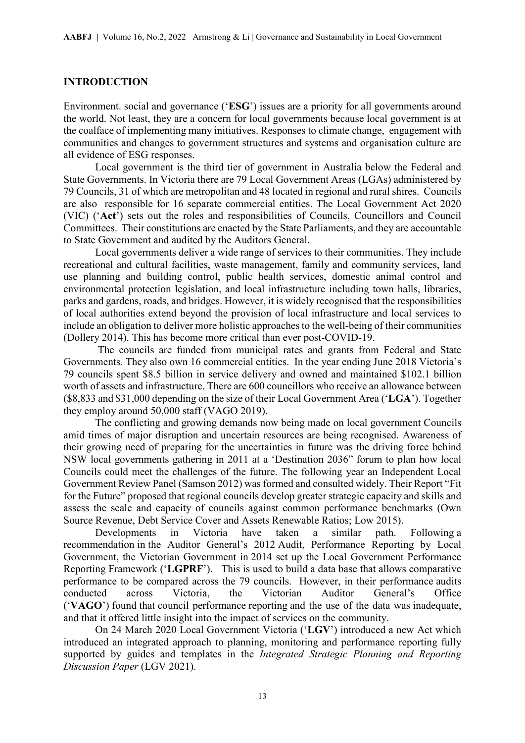## INTRODUCTION

Environment. social and governance ('**ESG**') issues are a priority for all governments around the world. Not least, they are a concern for local governments because local government is at the coalface of implementing many initiatives. Responses to climate change, engagement with communities and changes to government structures and systems and organisation culture are all evidence of ESG responses.

Local government is the third tier of government in Australia below the Federal and State Governments. In Victoria there are 79 Local Government Areas (LGAs) administered by 79 Councils, 31 of which are metropolitan and 48 located in regional and rural shires. Councils are also responsible for 16 separate commercial entities. The Local Government Act 2020 (VIC) ('**Act**') sets out the roles and responsibilities of Councils, Councillors and Council Committees. Their constitutions are enacted by the State Parliaments, and they are accountable to State Government and audited by the Auditors General.

Local governments deliver a wide range of services to their communities. They include recreational and cultural facilities, waste management, family and community services, land use planning and building control, public health services, domestic animal control and environmental protection legislation, and local infrastructure including town halls, libraries, parks and gardens, roads, and bridges. However, it is widely recognised that the responsibilities of local authorities extend beyond the provision of local infrastructure and local services to include an obligation to deliver more holistic approaches to the well-being of their communities (Dollery 2014). This has become more critical than ever post-COVID-19.

The councils are funded from municipal rates and grants from Federal and State Governments. They also own 16 commercial entities. In the year ending June 2018 Victoria's 79 councils spent $8.5 billion in service delivery and owned and maintained $102.1 billion worth of assets and infrastructure. There are 600 councillors who receive an allowance between ($8,833 and $31,000 depending on the size of their Local Government Area ('**LGA**'). Together they employ around 50,000 staff (VAGO 2019).

The conflicting and growing demands now being made on local government Councils amid times of major disruption and uncertain resources are being recognised. Awareness of their growing need of preparing for the uncertainties in future was the driving force behind NSW local governments gathering in 2011 at a 'Destination 2036" forum to plan how local Councils could meet the challenges of the future. The following year an Independent Local Government Review Panel (Samson 2012) was formed and consulted widely. Their Report "Fit for the Future" proposed that regional councils develop greater strategic capacity and skills and assess the scale and capacity of councils against common performance benchmarks (Own Source Revenue, Debt Service Cover and Assets Renewable Ratios; Low 2015).

Developments in Victoria have taken a similar path. Following a recommendation in the Auditor General's 2012 Audit, Performance Reporting by Local Government, the Victorian Government in 2014 set up the Local Government Performance Reporting Framework ('**LGPRF**'). This is used to build a data base that allows comparative performance to be compared across the 79 councils. However, in their performance audits conducted across Victoria, the Victorian Auditor General's Office ('**VAGO**') found that council performance reporting and the use of the data was inadequate, and that it offered little insight into the impact of services on the community.

On 24 March 2020 Local Government Victoria ('**LGV**') introduced a new Act which introduced an integrated approach to planning, monitoring and performance reporting fully supported by guides and templates in the *Integrated Strategic Planning and Reporting Discussion Paper* (LGV 2021).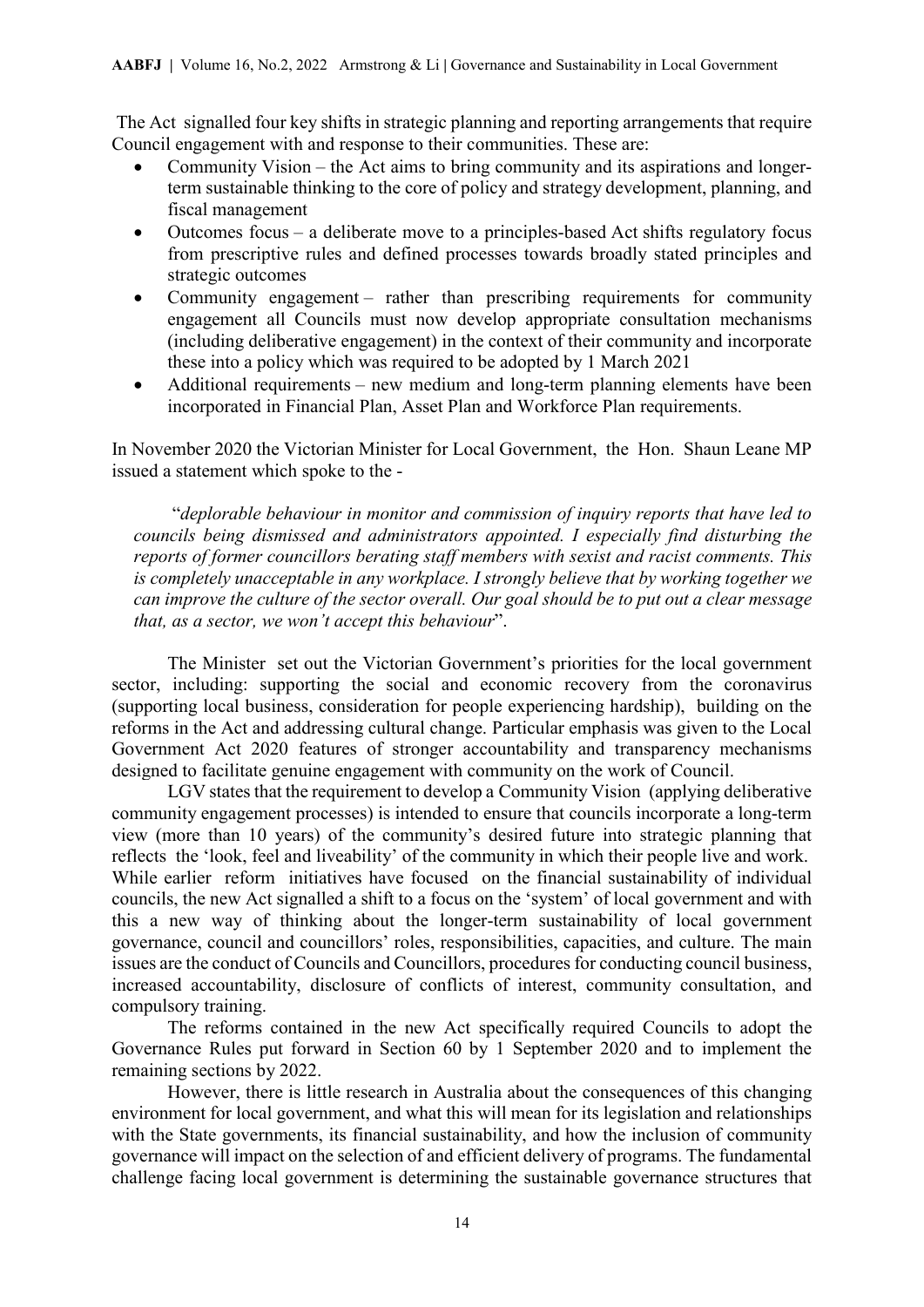The Act signalled four key shifts in strategic planning and reporting arrangements that require Council engagement with and response to their communities. These are:

- Community Vision – the Act aims to bring community and its aspirations and longer-term sustainable thinking to the core of policy and strategy development, planning, and fiscal management
- Outcomes focus – a deliberate move to a principles-based Act shifts regulatory focus from prescriptive rules and defined processes towards broadly stated principles and strategic outcomes
- Community engagement – rather than prescribing requirements for community engagement all Councils must now develop appropriate consultation mechanisms (including deliberative engagement) in the context of their community and incorporate these into a policy which was required to be adopted by 1 March 2021
- Additional requirements – new medium and long-term planning elements have been incorporated in Financial Plan, Asset Plan and Workforce Plan requirements.

In November 2020 the Victorian Minister for Local Government, the Hon. Shaun Leane MP issued a statement which spoke to the -

> "*deplorable behaviour in monitor and commission of inquiry reports that have led to councils being dismissed and administrators appointed. I especially find disturbing the reports of former councillors berating staff members with sexist and racist comments. This is completely unacceptable in any workplace. I strongly believe that by working together we can improve the culture of the sector overall. Our goal should be to put out a clear message that, as a sector, we won't accept this behaviour*".

The Minister set out the Victorian Government's priorities for the local government sector, including: supporting the social and economic recovery from the coronavirus (supporting local business, consideration for people experiencing hardship), building on the reforms in the Act and addressing cultural change. Particular emphasis was given to the Local Government Act 2020 features of stronger accountability and transparency mechanisms designed to facilitate genuine engagement with community on the work of Council.

LGV states that the requirement to develop a Community Vision (applying deliberative community engagement processes) is intended to ensure that councils incorporate a long-term view (more than 10 years) of the community's desired future into strategic planning that reflects the 'look, feel and liveability' of the community in which their people live and work. While earlier reform initiatives have focused on the financial sustainability of individual councils, the new Act signalled a shift to a focus on the 'system' of local government and with this a new way of thinking about the longer-term sustainability of local government governance, council and councillors' roles, responsibilities, capacities, and culture. The main issues are the conduct of Councils and Councillors, procedures for conducting council business, increased accountability, disclosure of conflicts of interest, community consultation, and compulsory training.

The reforms contained in the new Act specifically required Councils to adopt the Governance Rules put forward in Section 60 by 1 September 2020 and to implement the remaining sections by 2022.

However, there is little research in Australia about the consequences of this changing environment for local government, and what this will mean for its legislation and relationships with the State governments, its financial sustainability, and how the inclusion of community governance will impact on the selection of and efficient delivery of programs. The fundamental challenge facing local government is determining the sustainable governance structures that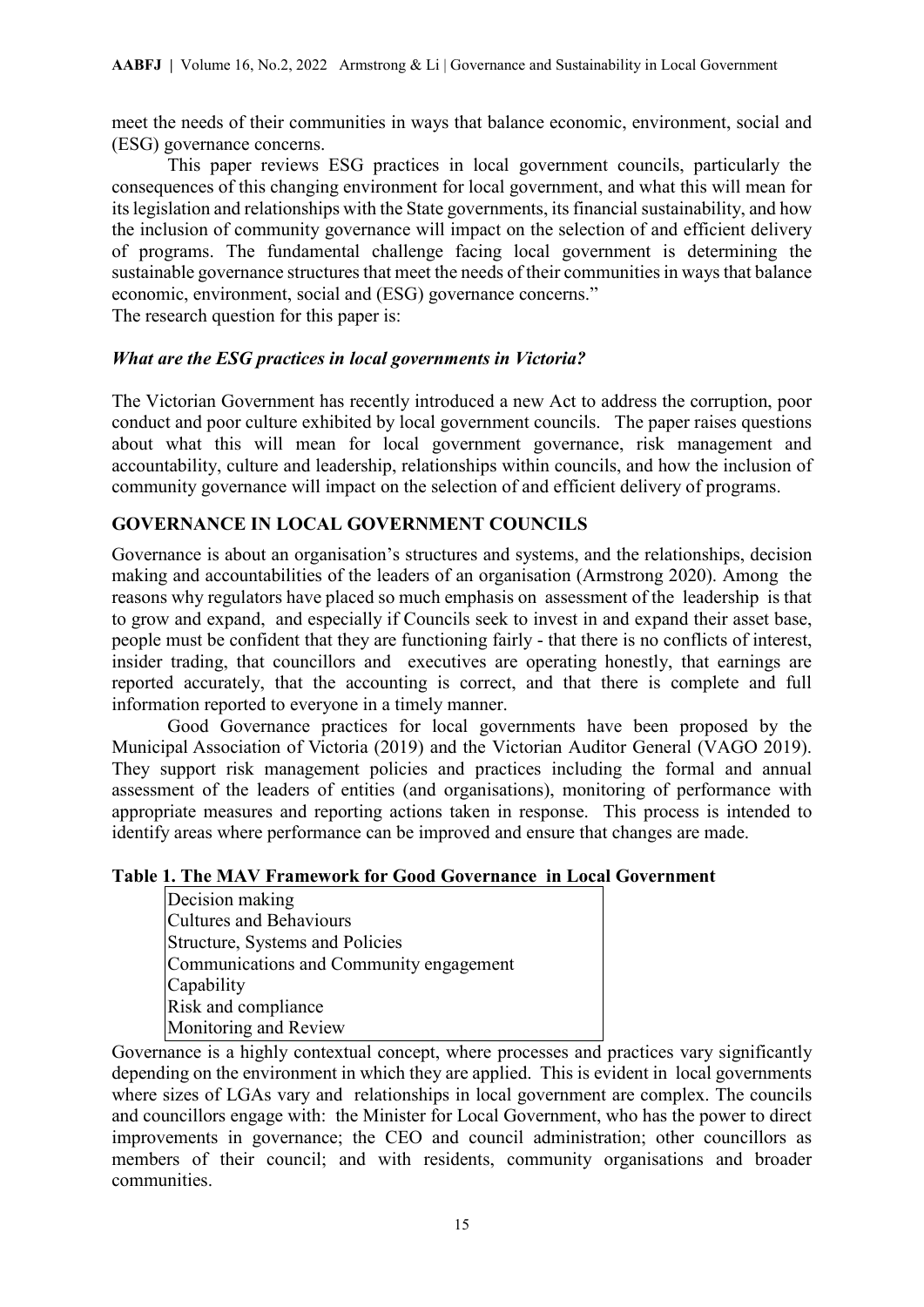meet the needs of their communities in ways that balance economic, environment, social and (ESG) governance concerns.

This paper reviews ESG practices in local government councils, particularly the consequences of this changing environment for local government, and what this will mean for its legislation and relationships with the State governments, its financial sustainability, and how the inclusion of community governance will impact on the selection of and efficient delivery of programs. The fundamental challenge facing local government is determining the sustainable governance structures that meet the needs of their communities in ways that balance economic, environment, social and (ESG) governance concerns."

The research question for this paper is:

***What are the ESG practices in local governments in Victoria?***

The Victorian Government has recently introduced a new Act to address the corruption, poor conduct and poor culture exhibited by local government councils. The paper raises questions about what this will mean for local government governance, risk management and accountability, culture and leadership, relationships within councils, and how the inclusion of community governance will impact on the selection of and efficient delivery of programs.

## GOVERNANCE IN LOCAL GOVERNMENT COUNCILS

Governance is about an organisation's structures and systems, and the relationships, decision making and accountabilities of the leaders of an organisation (Armstrong 2020). Among the reasons why regulators have placed so much emphasis on assessment of the leadership is that to grow and expand, and especially if Councils seek to invest in and expand their asset base, people must be confident that they are functioning fairly - that there is no conflicts of interest, insider trading, that councillors and executives are operating honestly, that earnings are reported accurately, that the accounting is correct, and that there is complete and full information reported to everyone in a timely manner.

Good Governance practices for local governments have been proposed by the Municipal Association of Victoria (2019) and the Victorian Auditor General (VAGO 2019). They support risk management policies and practices including the formal and annual assessment of the leaders of entities (and organisations), monitoring of performance with appropriate measures and reporting actions taken in response. This process is intended to identify areas where performance can be improved and ensure that changes are made.

**Table 1. The MAV Framework for Good Governance in Local Government**

| |
|---|
| Decision making |
| Cultures and Behaviours |
| Structure, Systems and Policies |
| Communications and Community engagement |
| Capability |
| Risk and compliance |
| Monitoring and Review |

Governance is a highly contextual concept, where processes and practices vary significantly depending on the environment in which they are applied. This is evident in local governments where sizes of LGAs vary and relationships in local government are complex. The councils and councillors engage with: the Minister for Local Government, who has the power to direct improvements in governance; the CEO and council administration; other councillors as members of their council; and with residents, community organisations and broader communities.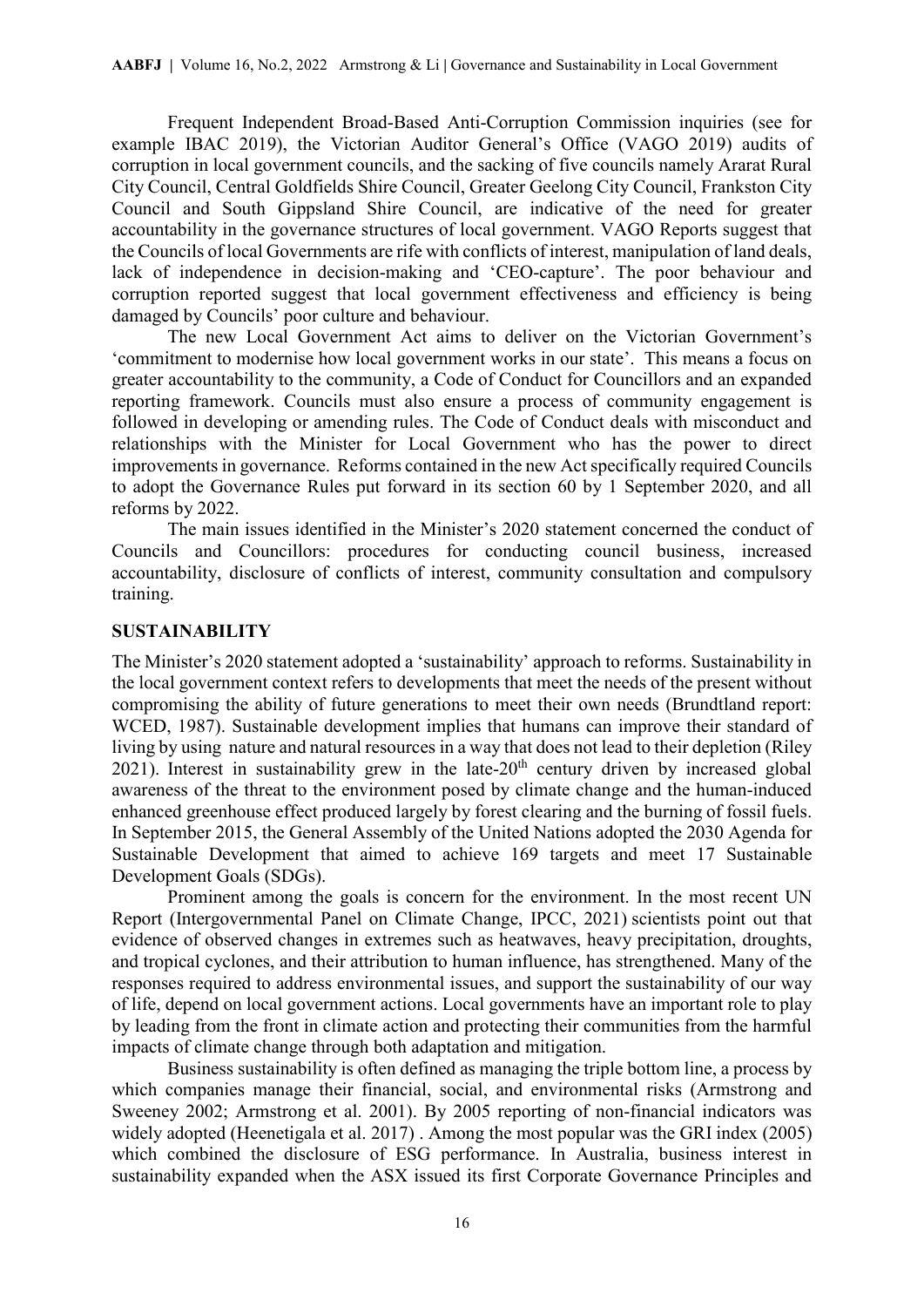Frequent Independent Broad-Based Anti-Corruption Commission inquiries (see for example IBAC 2019), the Victorian Auditor General's Office (VAGO 2019) audits of corruption in local government councils, and the sacking of five councils namely Ararat Rural City Council, Central Goldfields Shire Council, Greater Geelong City Council, Frankston City Council and South Gippsland Shire Council, are indicative of the need for greater accountability in the governance structures of local government. VAGO Reports suggest that the Councils of local Governments are rife with conflicts of interest, manipulation of land deals, lack of independence in decision-making and 'CEO-capture'. The poor behaviour and corruption reported suggest that local government effectiveness and efficiency is being damaged by Councils' poor culture and behaviour.

The new Local Government Act aims to deliver on the Victorian Government's 'commitment to modernise how local government works in our state'. This means a focus on greater accountability to the community, a Code of Conduct for Councillors and an expanded reporting framework. Councils must also ensure a process of community engagement is followed in developing or amending rules. The Code of Conduct deals with misconduct and relationships with the Minister for Local Government who has the power to direct improvements in governance. Reforms contained in the new Act specifically required Councils to adopt the Governance Rules put forward in its section 60 by 1 September 2020, and all reforms by 2022.

The main issues identified in the Minister's 2020 statement concerned the conduct of Councils and Councillors: procedures for conducting council business, increased accountability, disclosure of conflicts of interest, community consultation and compulsory training.

## SUSTAINABILITY

The Minister's 2020 statement adopted a 'sustainability' approach to reforms. Sustainability in the local government context refers to developments that meet the needs of the present without compromising the ability of future generations to meet their own needs (Brundtland report: WCED, 1987). Sustainable development implies that humans can improve their standard of living by using nature and natural resources in a way that does not lead to their depletion (Riley 2021). Interest in sustainability grew in the late-20th century driven by increased global awareness of the threat to the environment posed by climate change and the human-induced enhanced greenhouse effect produced largely by forest clearing and the burning of fossil fuels. In September 2015, the General Assembly of the United Nations adopted the 2030 Agenda for Sustainable Development that aimed to achieve 169 targets and meet 17 Sustainable Development Goals (SDGs).

Prominent among the goals is concern for the environment. In the most recent UN Report (Intergovernmental Panel on Climate Change, IPCC, 2021) scientists point out that evidence of observed changes in extremes such as heatwaves, heavy precipitation, droughts, and tropical cyclones, and their attribution to human influence, has strengthened. Many of the responses required to address environmental issues, and support the sustainability of our way of life, depend on local government actions. Local governments have an important role to play by leading from the front in climate action and protecting their communities from the harmful impacts of climate change through both adaptation and mitigation.

Business sustainability is often defined as managing the triple bottom line, a process by which companies manage their financial, social, and environmental risks (Armstrong and Sweeney 2002; Armstrong et al. 2001). By 2005 reporting of non-financial indicators was widely adopted (Heenetigala et al. 2017) . Among the most popular was the GRI index (2005) which combined the disclosure of ESG performance. In Australia, business interest in sustainability expanded when the ASX issued its first Corporate Governance Principles and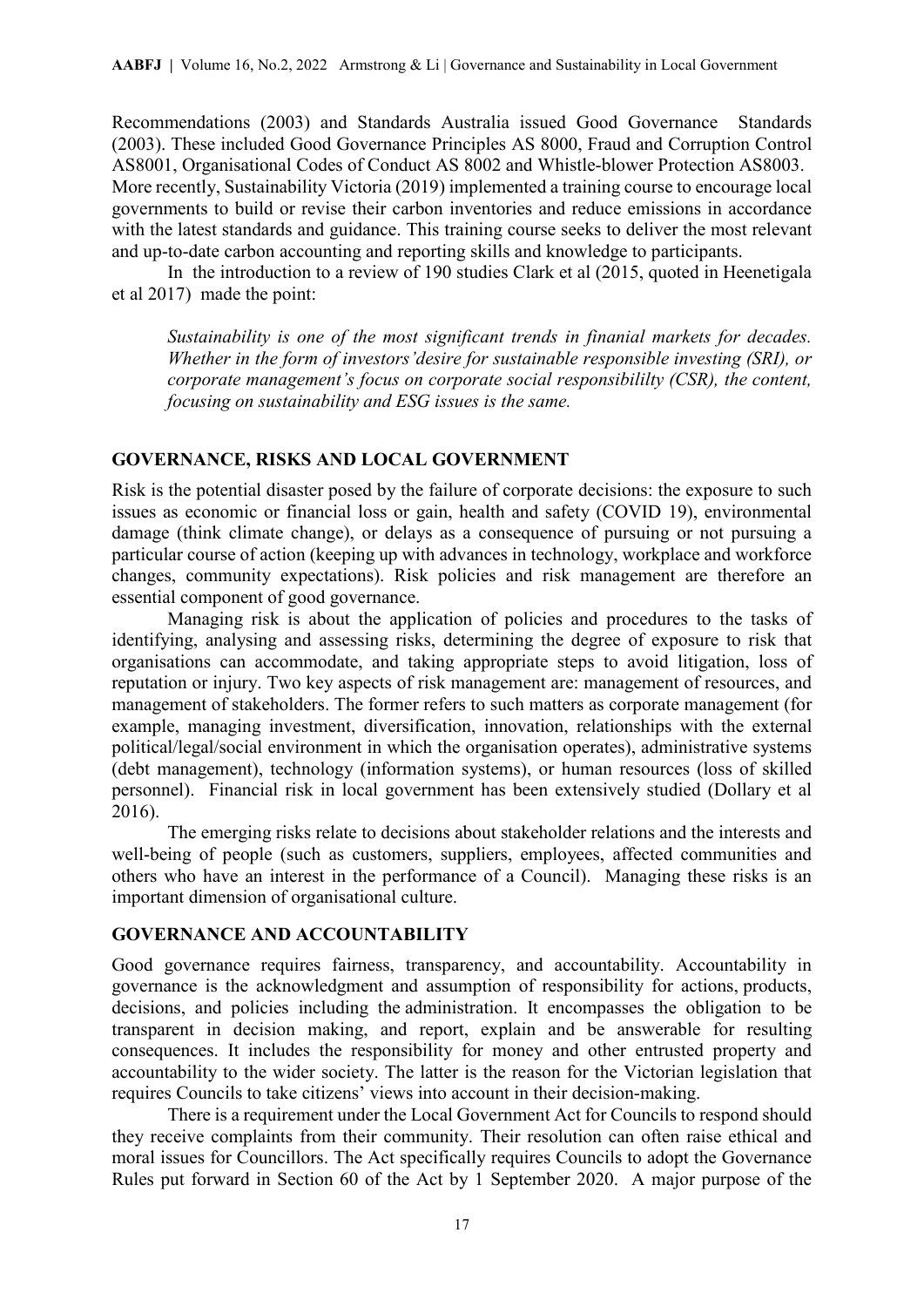Recommendations (2003) and Standards Australia issued Good Governance Standards (2003). These included Good Governance Principles AS 8000, Fraud and Corruption Control AS8001, Organisational Codes of Conduct AS 8002 and Whistle-blower Protection AS8003. More recently, Sustainability Victoria (2019) implemented a training course to encourage local governments to build or revise their carbon inventories and reduce emissions in accordance with the latest standards and guidance. This training course seeks to deliver the most relevant and up-to-date carbon accounting and reporting skills and knowledge to participants.

In the introduction to a review of 190 studies Clark et al (2015, quoted in Heenetigala et al 2017) made the point:

> *Sustainability is one of the most significant trends in finanial markets for decades. Whether in the form of investors'desire for sustainable responsible investing (SRI), or corporate management's focus on corporate social responsibililty (CSR), the content, focusing on sustainability and ESG issues is the same.*

## GOVERNANCE, RISKS AND LOCAL GOVERNMENT

Risk is the potential disaster posed by the failure of corporate decisions: the exposure to such issues as economic or financial loss or gain, health and safety (COVID 19), environmental damage (think climate change), or delays as a consequence of pursuing or not pursuing a particular course of action (keeping up with advances in technology, workplace and workforce changes, community expectations). Risk policies and risk management are therefore an essential component of good governance.

Managing risk is about the application of policies and procedures to the tasks of identifying, analysing and assessing risks, determining the degree of exposure to risk that organisations can accommodate, and taking appropriate steps to avoid litigation, loss of reputation or injury. Two key aspects of risk management are: management of resources, and management of stakeholders. The former refers to such matters as corporate management (for example, managing investment, diversification, innovation, relationships with the external political/legal/social environment in which the organisation operates), administrative systems (debt management), technology (information systems), or human resources (loss of skilled personnel). Financial risk in local government has been extensively studied (Dollary et al 2016).

The emerging risks relate to decisions about stakeholder relations and the interests and well-being of people (such as customers, suppliers, employees, affected communities and others who have an interest in the performance of a Council). Managing these risks is an important dimension of organisational culture.

## GOVERNANCE AND ACCOUNTABILITY

Good governance requires fairness, transparency, and accountability. Accountability in governance is the acknowledgment and assumption of responsibility for actions, products, decisions, and policies including the administration. It encompasses the obligation to be transparent in decision making, and report, explain and be answerable for resulting consequences. It includes the responsibility for money and other entrusted property and accountability to the wider society. The latter is the reason for the Victorian legislation that requires Councils to take citizens' views into account in their decision-making.

There is a requirement under the Local Government Act for Councils to respond should they receive complaints from their community. Their resolution can often raise ethical and moral issues for Councillors. The Act specifically requires Councils to adopt the Governance Rules put forward in Section 60 of the Act by 1 September 2020. A major purpose of the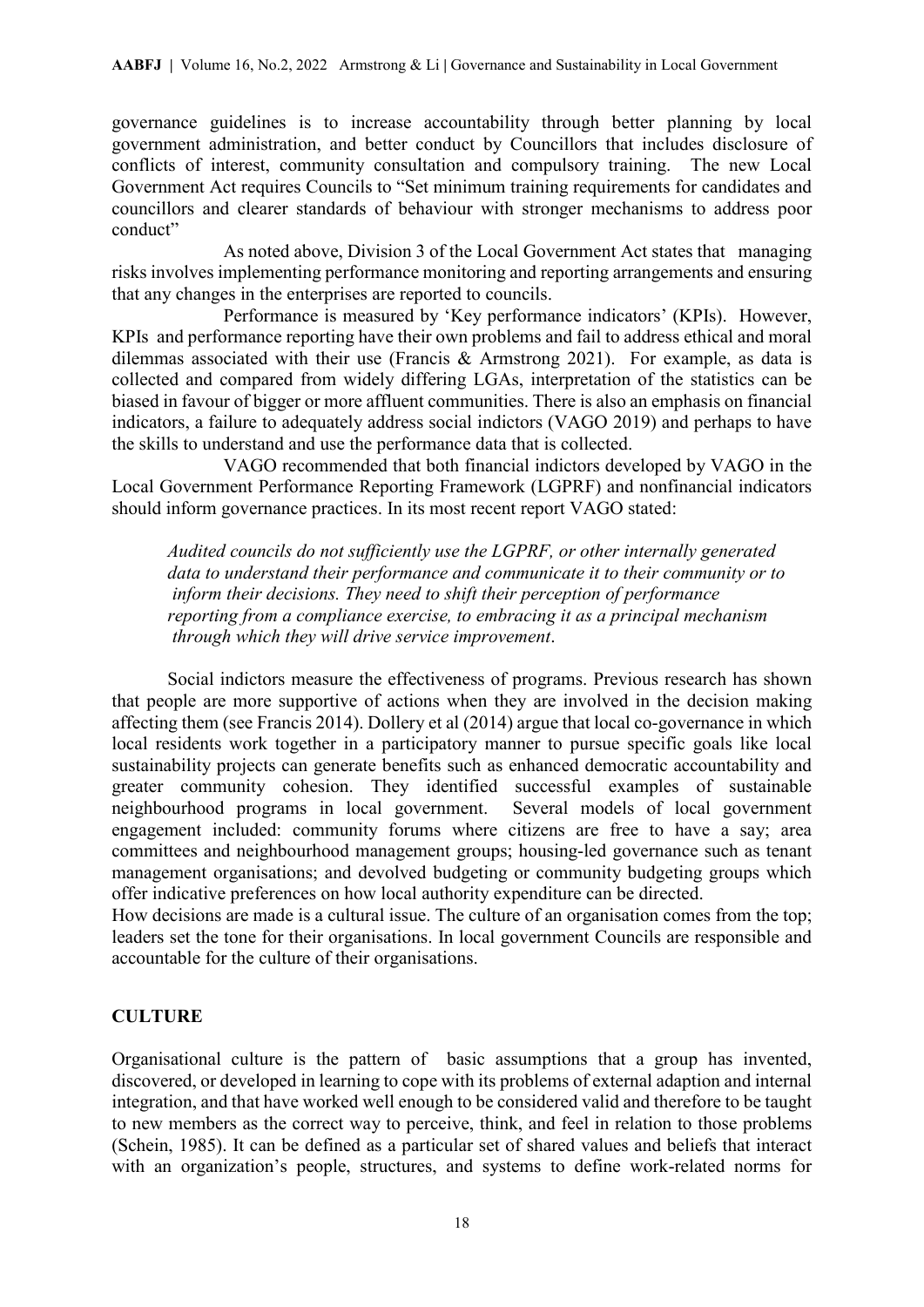governance guidelines is to increase accountability through better planning by local government administration, and better conduct by Councillors that includes disclosure of conflicts of interest, community consultation and compulsory training. The new Local Government Act requires Councils to "Set minimum training requirements for candidates and councillors and clearer standards of behaviour with stronger mechanisms to address poor conduct"

As noted above, Division 3 of the Local Government Act states that managing risks involves implementing performance monitoring and reporting arrangements and ensuring that any changes in the enterprises are reported to councils.

Performance is measured by 'Key performance indicators' (KPIs). However, KPIs and performance reporting have their own problems and fail to address ethical and moral dilemmas associated with their use (Francis & Armstrong 2021). For example, as data is collected and compared from widely differing LGAs, interpretation of the statistics can be biased in favour of bigger or more affluent communities. There is also an emphasis on financial indicators, a failure to adequately address social indictors (VAGO 2019) and perhaps to have the skills to understand and use the performance data that is collected.

VAGO recommended that both financial indictors developed by VAGO in the Local Government Performance Reporting Framework (LGPRF) and nonfinancial indicators should inform governance practices. In its most recent report VAGO stated:

> *Audited councils do not sufficiently use the LGPRF, or other internally generated data to understand their performance and communicate it to their community or to inform their decisions. They need to shift their perception of performance reporting from a compliance exercise, to embracing it as a principal mechanism through which they will drive service improvement*.

Social indictors measure the effectiveness of programs. Previous research has shown that people are more supportive of actions when they are involved in the decision making affecting them (see Francis 2014). Dollery et al (2014) argue that local co-governance in which local residents work together in a participatory manner to pursue specific goals like local sustainability projects can generate benefits such as enhanced democratic accountability and greater community cohesion. They identified successful examples of sustainable neighbourhood programs in local government. Several models of local government engagement included: community forums where citizens are free to have a say; area committees and neighbourhood management groups; housing-led governance such as tenant management organisations; and devolved budgeting or community budgeting groups which offer indicative preferences on how local authority expenditure can be directed.

How decisions are made is a cultural issue. The culture of an organisation comes from the top; leaders set the tone for their organisations. In local government Councils are responsible and accountable for the culture of their organisations.

## CULTURE

Organisational culture is the pattern of basic assumptions that a group has invented, discovered, or developed in learning to cope with its problems of external adaption and internal integration, and that have worked well enough to be considered valid and therefore to be taught to new members as the correct way to perceive, think, and feel in relation to those problems (Schein, 1985). It can be defined as a particular set of shared values and beliefs that interact with an organization's people, structures, and systems to define work-related norms for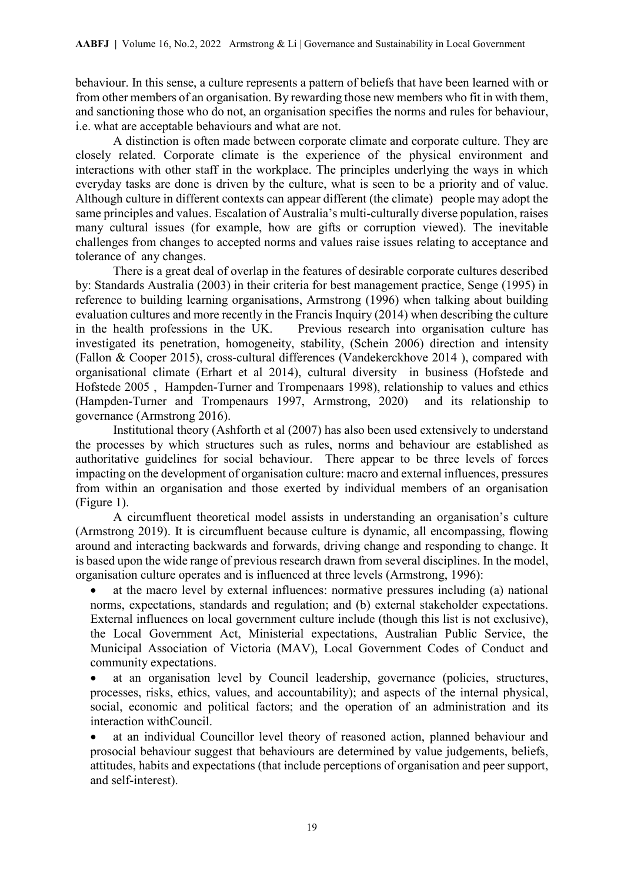behaviour. In this sense, a culture represents a pattern of beliefs that have been learned with or from other members of an organisation. By rewarding those new members who fit in with them, and sanctioning those who do not, an organisation specifies the norms and rules for behaviour, i.e. what are acceptable behaviours and what are not.

A distinction is often made between corporate climate and corporate culture. They are closely related. Corporate climate is the experience of the physical environment and interactions with other staff in the workplace. The principles underlying the ways in which everyday tasks are done is driven by the culture, what is seen to be a priority and of value. Although culture in different contexts can appear different (the climate) people may adopt the same principles and values. Escalation of Australia's multi-culturally diverse population, raises many cultural issues (for example, how are gifts or corruption viewed). The inevitable challenges from changes to accepted norms and values raise issues relating to acceptance and tolerance of any changes.

There is a great deal of overlap in the features of desirable corporate cultures described by: Standards Australia (2003) in their criteria for best management practice, Senge (1995) in reference to building learning organisations, Armstrong (1996) when talking about building evaluation cultures and more recently in the Francis Inquiry (2014) when describing the culture in the health professions in the UK. Previous research into organisation culture has investigated its penetration, homogeneity, stability, (Schein 2006) direction and intensity (Fallon & Cooper 2015), cross-cultural differences (Vandekerckhove 2014 ), compared with organisational climate (Erhart et al 2014), cultural diversity in business (Hofstede and Hofstede 2005 , Hampden-Turner and Trompenaars 1998), relationship to values and ethics (Hampden-Turner and Trompenaurs 1997, Armstrong, 2020) and its relationship to governance (Armstrong 2016).

Institutional theory (Ashforth et al (2007) has also been used extensively to understand the processes by which structures such as rules, norms and behaviour are established as authoritative guidelines for social behaviour. There appear to be three levels of forces impacting on the development of organisation culture: macro and external influences, pressures from within an organisation and those exerted by individual members of an organisation (Figure 1).

A circumfluent theoretical model assists in understanding an organisation's culture (Armstrong 2019). It is circumfluent because culture is dynamic, all encompassing, flowing around and interacting backwards and forwards, driving change and responding to change. It is based upon the wide range of previous research drawn from several disciplines. In the model, organisation culture operates and is influenced at three levels (Armstrong, 1996):

- at the macro level by external influences: normative pressures including (a) national norms, expectations, standards and regulation; and (b) external stakeholder expectations. External influences on local government culture include (though this list is not exclusive), the Local Government Act, Ministerial expectations, Australian Public Service, the Municipal Association of Victoria (MAV), Local Government Codes of Conduct and community expectations.
- at an organisation level by Council leadership, governance (policies, structures, processes, risks, ethics, values, and accountability); and aspects of the internal physical, social, economic and political factors; and the operation of an administration and its interaction withCouncil.
- at an individual Councillor level theory of reasoned action, planned behaviour and prosocial behaviour suggest that behaviours are determined by value judgements, beliefs, attitudes, habits and expectations (that include perceptions of organisation and peer support, and self-interest).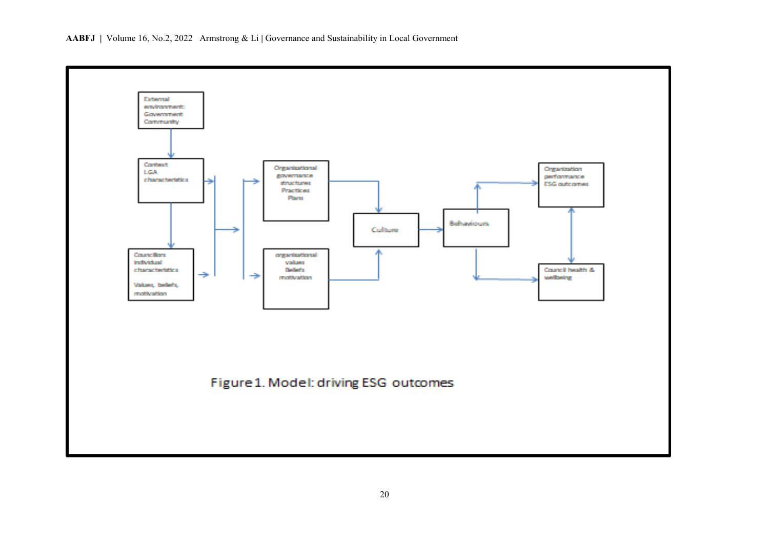External environment: Government Community

Context LGA characteristics

Councillors individual characteristics

Values, beliefs, motivation

Organisational governance structures Practices Plans

organisational values Beliefs motivation

Culture

Behaviours

Organization performance ESG outcomes

Council health & wellbeing

Figure 1. Model: driving ESG outcomes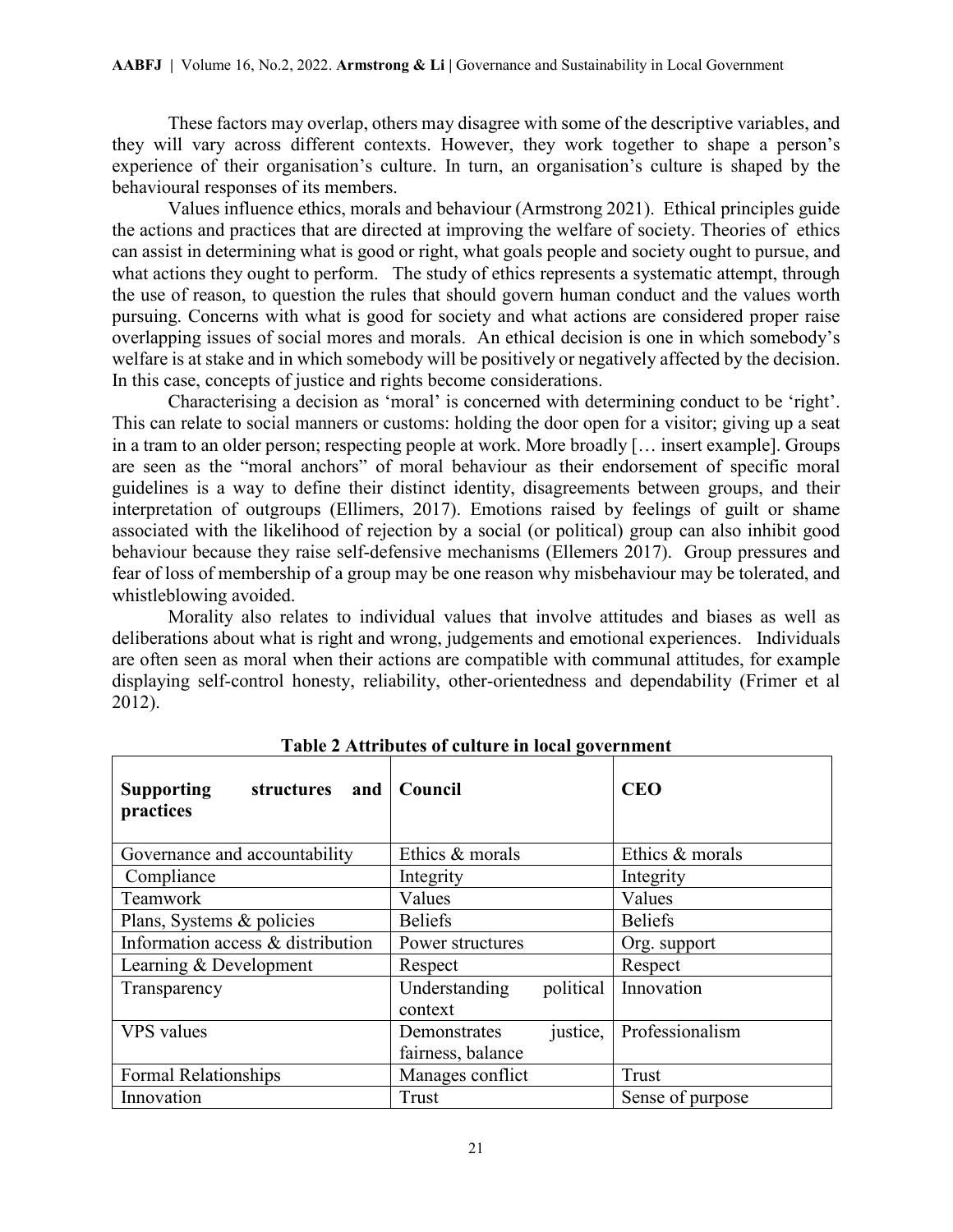These factors may overlap, others may disagree with some of the descriptive variables, and they will vary across different contexts. However, they work together to shape a person's experience of their organisation's culture. In turn, an organisation's culture is shaped by the behavioural responses of its members.

Values influence ethics, morals and behaviour (Armstrong 2021). Ethical principles guide the actions and practices that are directed at improving the welfare of society. Theories of ethics can assist in determining what is good or right, what goals people and society ought to pursue, and what actions they ought to perform. The study of ethics represents a systematic attempt, through the use of reason, to question the rules that should govern human conduct and the values worth pursuing. Concerns with what is good for society and what actions are considered proper raise overlapping issues of social mores and morals. An ethical decision is one in which somebody's welfare is at stake and in which somebody will be positively or negatively affected by the decision. In this case, concepts of justice and rights become considerations.

Characterising a decision as 'moral' is concerned with determining conduct to be 'right'. This can relate to social manners or customs: holding the door open for a visitor; giving up a seat in a tram to an older person; respecting people at work. More broadly [… insert example]. Groups are seen as the "moral anchors" of moral behaviour as their endorsement of specific moral guidelines is a way to define their distinct identity, disagreements between groups, and their interpretation of outgroups (Ellimers, 2017). Emotions raised by feelings of guilt or shame associated with the likelihood of rejection by a social (or political) group can also inhibit good behaviour because they raise self-defensive mechanisms (Ellemers 2017). Group pressures and fear of loss of membership of a group may be one reason why misbehaviour may be tolerated, and whistleblowing avoided.

Morality also relates to individual values that involve attitudes and biases as well as deliberations about what is right and wrong, judgements and emotional experiences. Individuals are often seen as moral when their actions are compatible with communal attitudes, for example displaying self-control honesty, reliability, other-orientedness and dependability (Frimer et al 2012).

**Table 2 Attributes of culture in local government**

| **Supporting structures and practices** | **Council** | **CEO** |
|---|---|---|
| Governance and accountability | Ethics & morals | Ethics & morals |
| Compliance | Integrity | Integrity |
| Teamwork | Values | Values |
| Plans, Systems & policies | Beliefs | Beliefs |
| Information access & distribution | Power structures | Org. support |
| Learning & Development | Respect | Respect |
| Transparency | Understanding political context | Innovation |
| VPS values | Demonstrates justice, fairness, balance | Professionalism |
| Formal Relationships | Manages conflict | Trust |
| Innovation | Trust | Sense of purpose |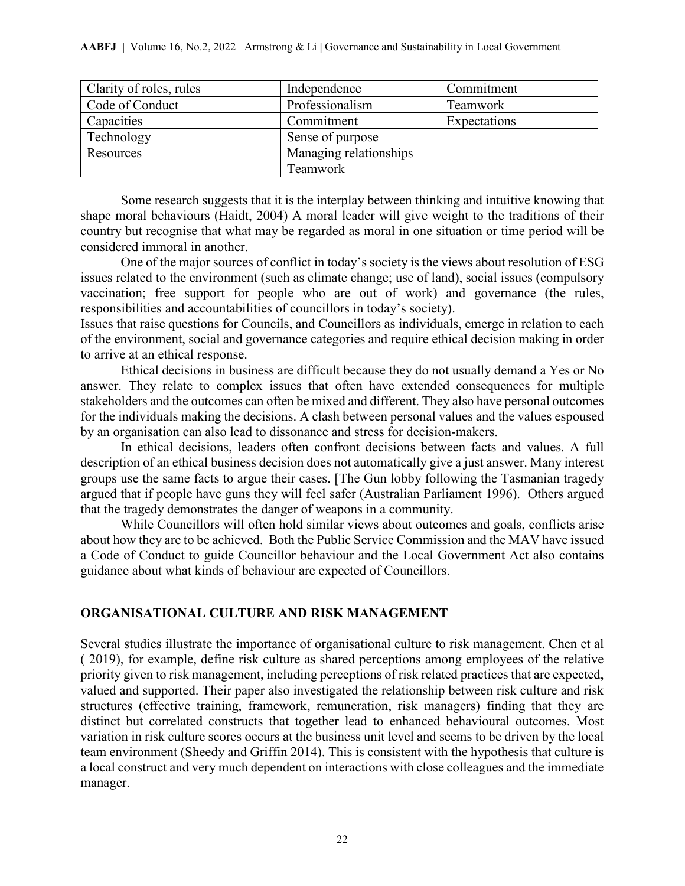| Clarity of roles, rules | Independence | Commitment |
| --- | --- | --- |
| Code of Conduct | Professionalism | Teamwork |
| Capacities | Commitment | Expectations |
| Technology | Sense of purpose | |
| Resources | Managing relationships | |
| | Teamwork | |

Some research suggests that it is the interplay between thinking and intuitive knowing that shape moral behaviours (Haidt, 2004) A moral leader will give weight to the traditions of their country but recognise that what may be regarded as moral in one situation or time period will be considered immoral in another.

One of the major sources of conflict in today's society is the views about resolution of ESG issues related to the environment (such as climate change; use of land), social issues (compulsory vaccination; free support for people who are out of work) and governance (the rules, responsibilities and accountabilities of councillors in today's society).

Issues that raise questions for Councils, and Councillors as individuals, emerge in relation to each of the environment, social and governance categories and require ethical decision making in order to arrive at an ethical response.

Ethical decisions in business are difficult because they do not usually demand a Yes or No answer. They relate to complex issues that often have extended consequences for multiple stakeholders and the outcomes can often be mixed and different. They also have personal outcomes for the individuals making the decisions. A clash between personal values and the values espoused by an organisation can also lead to dissonance and stress for decision-makers.

In ethical decisions, leaders often confront decisions between facts and values. A full description of an ethical business decision does not automatically give a just answer. Many interest groups use the same facts to argue their cases. [The Gun lobby following the Tasmanian tragedy argued that if people have guns they will feel safer (Australian Parliament 1996). Others argued that the tragedy demonstrates the danger of weapons in a community.

While Councillors will often hold similar views about outcomes and goals, conflicts arise about how they are to be achieved. Both the Public Service Commission and the MAV have issued a Code of Conduct to guide Councillor behaviour and the Local Government Act also contains guidance about what kinds of behaviour are expected of Councillors.

## ORGANISATIONAL CULTURE AND RISK MANAGEMENT

Several studies illustrate the importance of organisational culture to risk management. Chen et al ( 2019), for example, define risk culture as shared perceptions among employees of the relative priority given to risk management, including perceptions of risk related practices that are expected, valued and supported. Their paper also investigated the relationship between risk culture and risk structures (effective training, framework, remuneration, risk managers) finding that they are distinct but correlated constructs that together lead to enhanced behavioural outcomes. Most variation in risk culture scores occurs at the business unit level and seems to be driven by the local team environment (Sheedy and Griffin 2014). This is consistent with the hypothesis that culture is a local construct and very much dependent on interactions with close colleagues and the immediate manager.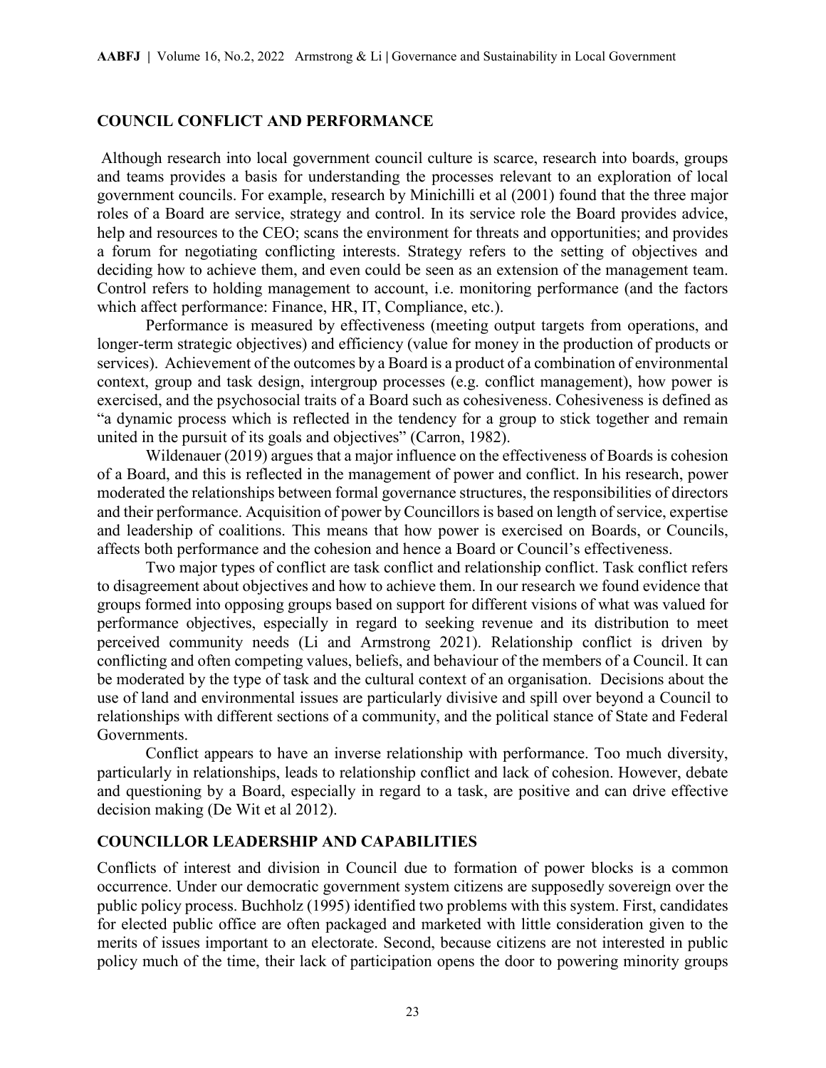## COUNCIL CONFLICT AND PERFORMANCE

Although research into local government council culture is scarce, research into boards, groups and teams provides a basis for understanding the processes relevant to an exploration of local government councils. For example, research by Minichilli et al (2001) found that the three major roles of a Board are service, strategy and control. In its service role the Board provides advice, help and resources to the CEO; scans the environment for threats and opportunities; and provides a forum for negotiating conflicting interests. Strategy refers to the setting of objectives and deciding how to achieve them, and even could be seen as an extension of the management team. Control refers to holding management to account, i.e. monitoring performance (and the factors which affect performance: Finance, HR, IT, Compliance, etc.).

Performance is measured by effectiveness (meeting output targets from operations, and longer-term strategic objectives) and efficiency (value for money in the production of products or services). Achievement of the outcomes by a Board is a product of a combination of environmental context, group and task design, intergroup processes (e.g. conflict management), how power is exercised, and the psychosocial traits of a Board such as cohesiveness. Cohesiveness is defined as "a dynamic process which is reflected in the tendency for a group to stick together and remain united in the pursuit of its goals and objectives" (Carron, 1982).

Wildenauer (2019) argues that a major influence on the effectiveness of Boards is cohesion of a Board, and this is reflected in the management of power and conflict. In his research, power moderated the relationships between formal governance structures, the responsibilities of directors and their performance. Acquisition of power by Councillors is based on length of service, expertise and leadership of coalitions. This means that how power is exercised on Boards, or Councils, affects both performance and the cohesion and hence a Board or Council's effectiveness.

Two major types of conflict are task conflict and relationship conflict. Task conflict refers to disagreement about objectives and how to achieve them. In our research we found evidence that groups formed into opposing groups based on support for different visions of what was valued for performance objectives, especially in regard to seeking revenue and its distribution to meet perceived community needs (Li and Armstrong 2021). Relationship conflict is driven by conflicting and often competing values, beliefs, and behaviour of the members of a Council. It can be moderated by the type of task and the cultural context of an organisation. Decisions about the use of land and environmental issues are particularly divisive and spill over beyond a Council to relationships with different sections of a community, and the political stance of State and Federal Governments.

Conflict appears to have an inverse relationship with performance. Too much diversity, particularly in relationships, leads to relationship conflict and lack of cohesion. However, debate and questioning by a Board, especially in regard to a task, are positive and can drive effective decision making (De Wit et al 2012).

## COUNCILLOR LEADERSHIP AND CAPABILITIES

Conflicts of interest and division in Council due to formation of power blocks is a common occurrence. Under our democratic government system citizens are supposedly sovereign over the public policy process. Buchholz (1995) identified two problems with this system. First, candidates for elected public office are often packaged and marketed with little consideration given to the merits of issues important to an electorate. Second, because citizens are not interested in public policy much of the time, their lack of participation opens the door to powering minority groups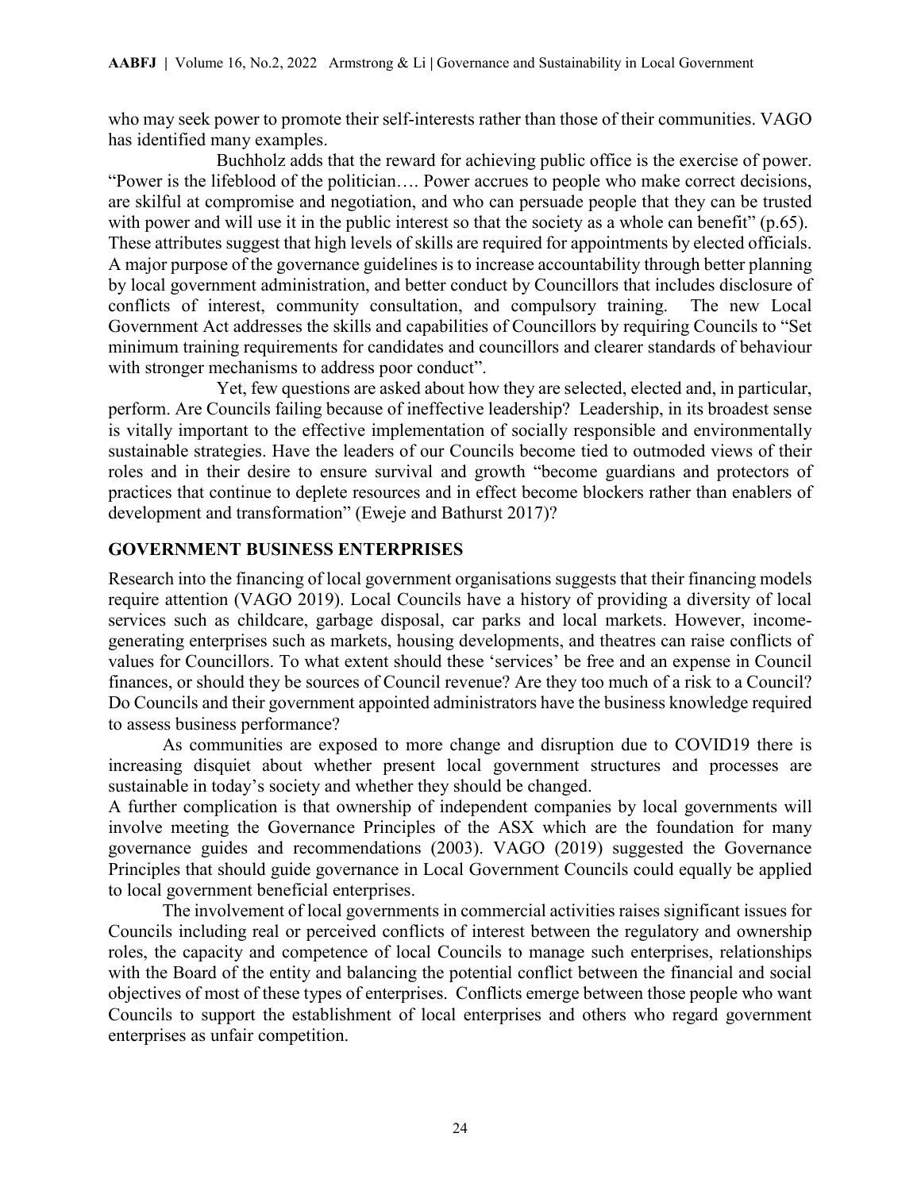who may seek power to promote their self-interests rather than those of their communities. VAGO has identified many examples.

Buchholz adds that the reward for achieving public office is the exercise of power. "Power is the lifeblood of the politician…. Power accrues to people who make correct decisions, are skilful at compromise and negotiation, and who can persuade people that they can be trusted with power and will use it in the public interest so that the society as a whole can benefit" (p.65). These attributes suggest that high levels of skills are required for appointments by elected officials. A major purpose of the governance guidelines is to increase accountability through better planning by local government administration, and better conduct by Councillors that includes disclosure of conflicts of interest, community consultation, and compulsory training. The new Local Government Act addresses the skills and capabilities of Councillors by requiring Councils to "Set minimum training requirements for candidates and councillors and clearer standards of behaviour with stronger mechanisms to address poor conduct".

Yet, few questions are asked about how they are selected, elected and, in particular, perform. Are Councils failing because of ineffective leadership? Leadership, in its broadest sense is vitally important to the effective implementation of socially responsible and environmentally sustainable strategies. Have the leaders of our Councils become tied to outmoded views of their roles and in their desire to ensure survival and growth "become guardians and protectors of practices that continue to deplete resources and in effect become blockers rather than enablers of development and transformation" (Eweje and Bathurst 2017)?

## GOVERNMENT BUSINESS ENTERPRISES

Research into the financing of local government organisations suggests that their financing models require attention (VAGO 2019). Local Councils have a history of providing a diversity of local services such as childcare, garbage disposal, car parks and local markets. However, income-generating enterprises such as markets, housing developments, and theatres can raise conflicts of values for Councillors. To what extent should these 'services' be free and an expense in Council finances, or should they be sources of Council revenue? Are they too much of a risk to a Council? Do Councils and their government appointed administrators have the business knowledge required to assess business performance?

As communities are exposed to more change and disruption due to COVID19 there is increasing disquiet about whether present local government structures and processes are sustainable in today's society and whether they should be changed.

A further complication is that ownership of independent companies by local governments will involve meeting the Governance Principles of the ASX which are the foundation for many governance guides and recommendations (2003). VAGO (2019) suggested the Governance Principles that should guide governance in Local Government Councils could equally be applied to local government beneficial enterprises.

The involvement of local governments in commercial activities raises significant issues for Councils including real or perceived conflicts of interest between the regulatory and ownership roles, the capacity and competence of local Councils to manage such enterprises, relationships with the Board of the entity and balancing the potential conflict between the financial and social objectives of most of these types of enterprises. Conflicts emerge between those people who want Councils to support the establishment of local enterprises and others who regard government enterprises as unfair competition.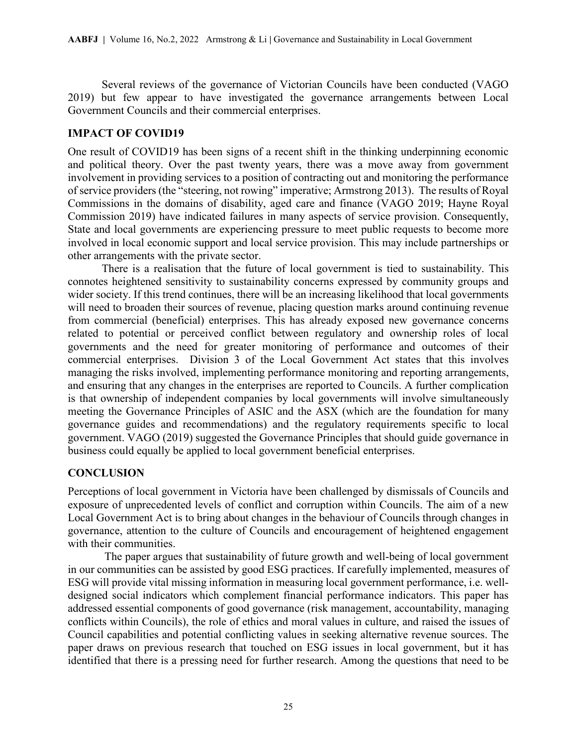Several reviews of the governance of Victorian Councils have been conducted (VAGO 2019) but few appear to have investigated the governance arrangements between Local Government Councils and their commercial enterprises.

## IMPACT OF COVID19

One result of COVID19 has been signs of a recent shift in the thinking underpinning economic and political theory. Over the past twenty years, there was a move away from government involvement in providing services to a position of contracting out and monitoring the performance of service providers (the "steering, not rowing" imperative; Armstrong 2013). The results of Royal Commissions in the domains of disability, aged care and finance (VAGO 2019; Hayne Royal Commission 2019) have indicated failures in many aspects of service provision. Consequently, State and local governments are experiencing pressure to meet public requests to become more involved in local economic support and local service provision. This may include partnerships or other arrangements with the private sector.

There is a realisation that the future of local government is tied to sustainability. This connotes heightened sensitivity to sustainability concerns expressed by community groups and wider society. If this trend continues, there will be an increasing likelihood that local governments will need to broaden their sources of revenue, placing question marks around continuing revenue from commercial (beneficial) enterprises. This has already exposed new governance concerns related to potential or perceived conflict between regulatory and ownership roles of local governments and the need for greater monitoring of performance and outcomes of their commercial enterprises. Division 3 of the Local Government Act states that this involves managing the risks involved, implementing performance monitoring and reporting arrangements, and ensuring that any changes in the enterprises are reported to Councils. A further complication is that ownership of independent companies by local governments will involve simultaneously meeting the Governance Principles of ASIC and the ASX (which are the foundation for many governance guides and recommendations) and the regulatory requirements specific to local government. VAGO (2019) suggested the Governance Principles that should guide governance in business could equally be applied to local government beneficial enterprises.

## CONCLUSION

Perceptions of local government in Victoria have been challenged by dismissals of Councils and exposure of unprecedented levels of conflict and corruption within Councils. The aim of a new Local Government Act is to bring about changes in the behaviour of Councils through changes in governance, attention to the culture of Councils and encouragement of heightened engagement with their communities.

The paper argues that sustainability of future growth and well-being of local government in our communities can be assisted by good ESG practices. If carefully implemented, measures of ESG will provide vital missing information in measuring local government performance, i.e. well-designed social indicators which complement financial performance indicators. This paper has addressed essential components of good governance (risk management, accountability, managing conflicts within Councils), the role of ethics and moral values in culture, and raised the issues of Council capabilities and potential conflicting values in seeking alternative revenue sources. The paper draws on previous research that touched on ESG issues in local government, but it has identified that there is a pressing need for further research. Among the questions that need to be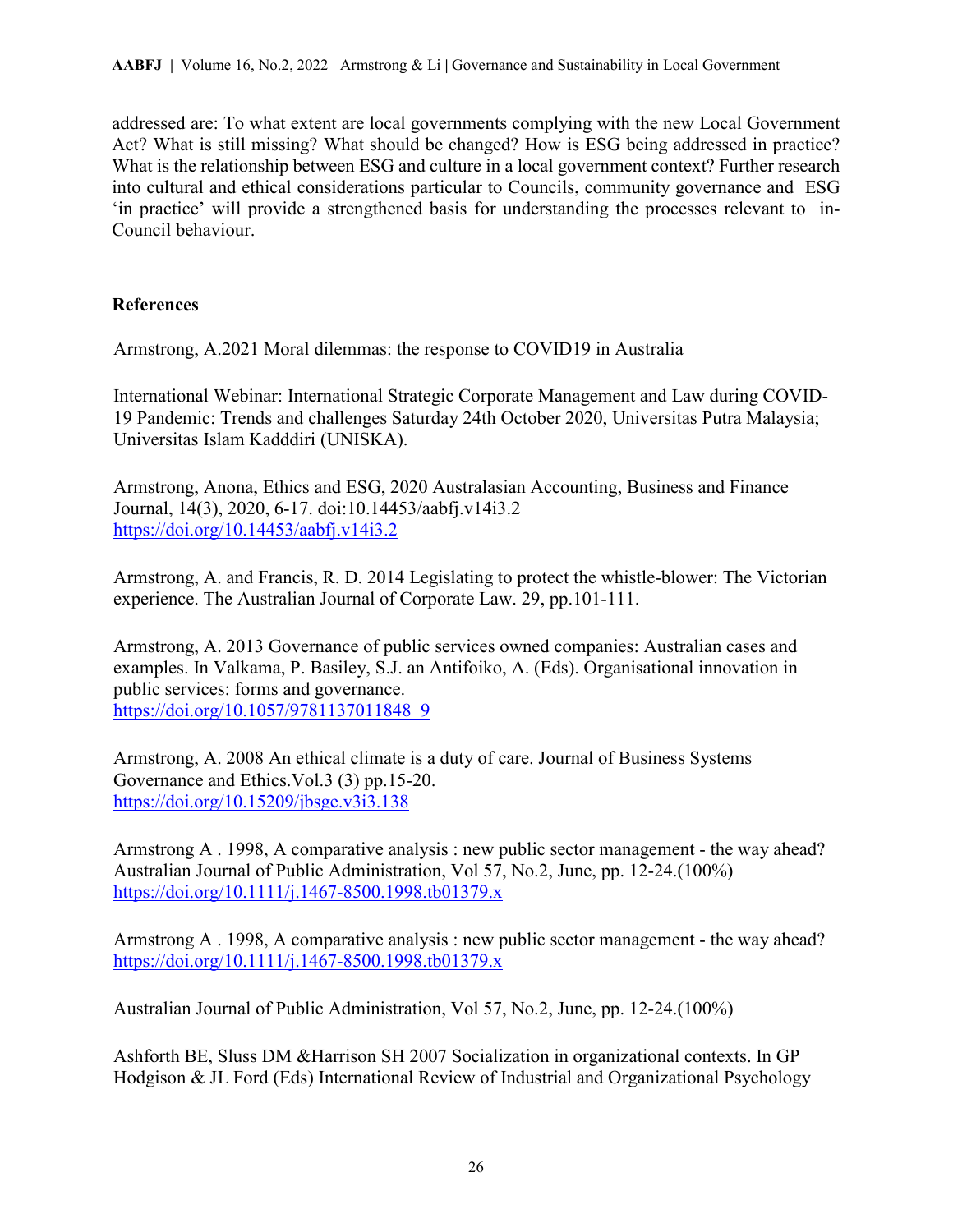addressed are: To what extent are local governments complying with the new Local Government Act? What is still missing? What should be changed? How is ESG being addressed in practice? What is the relationship between ESG and culture in a local government context? Further research into cultural and ethical considerations particular to Councils, community governance and ESG 'in practice' will provide a strengthened basis for understanding the processes relevant to in-Council behaviour.

## References

Armstrong, A.2021 Moral dilemmas: the response to COVID19 in Australia

International Webinar: International Strategic Corporate Management and Law during COVID-19 Pandemic: Trends and challenges Saturday 24th October 2020, Universitas Putra Malaysia; Universitas Islam Kadddiri (UNISKA).

Armstrong, Anona, Ethics and ESG, 2020 Australasian Accounting, Business and Finance Journal, 14(3), 2020, 6-17. doi:10.14453/aabfj.v14i3.2 https://doi.org/10.14453/aabfj.v14i3.2

Armstrong, A. and Francis, R. D. 2014 Legislating to protect the whistle-blower: The Victorian experience. The Australian Journal of Corporate Law. 29, pp.101-111.

Armstrong, A. 2013 Governance of public services owned companies: Australian cases and examples. In Valkama, P. Basiley, S.J. an Antifoiko, A. (Eds). Organisational innovation in public services: forms and governance. https://doi.org/10.1057/9781137011848_9

Armstrong, A. 2008 An ethical climate is a duty of care. Journal of Business Systems Governance and Ethics.Vol.3 (3) pp.15-20. https://doi.org/10.15209/jbsge.v3i3.138

Armstrong A . 1998, A comparative analysis : new public sector management - the way ahead? Australian Journal of Public Administration, Vol 57, No.2, June, pp. 12-24.(100%) https://doi.org/10.1111/j.1467-8500.1998.tb01379.x

Armstrong A . 1998, A comparative analysis : new public sector management - the way ahead? https://doi.org/10.1111/j.1467-8500.1998.tb01379.x

Australian Journal of Public Administration, Vol 57, No.2, June, pp. 12-24.(100%)

Ashforth BE, Sluss DM &Harrison SH 2007 Socialization in organizational contexts. In GP Hodgison & JL Ford (Eds) International Review of Industrial and Organizational Psychology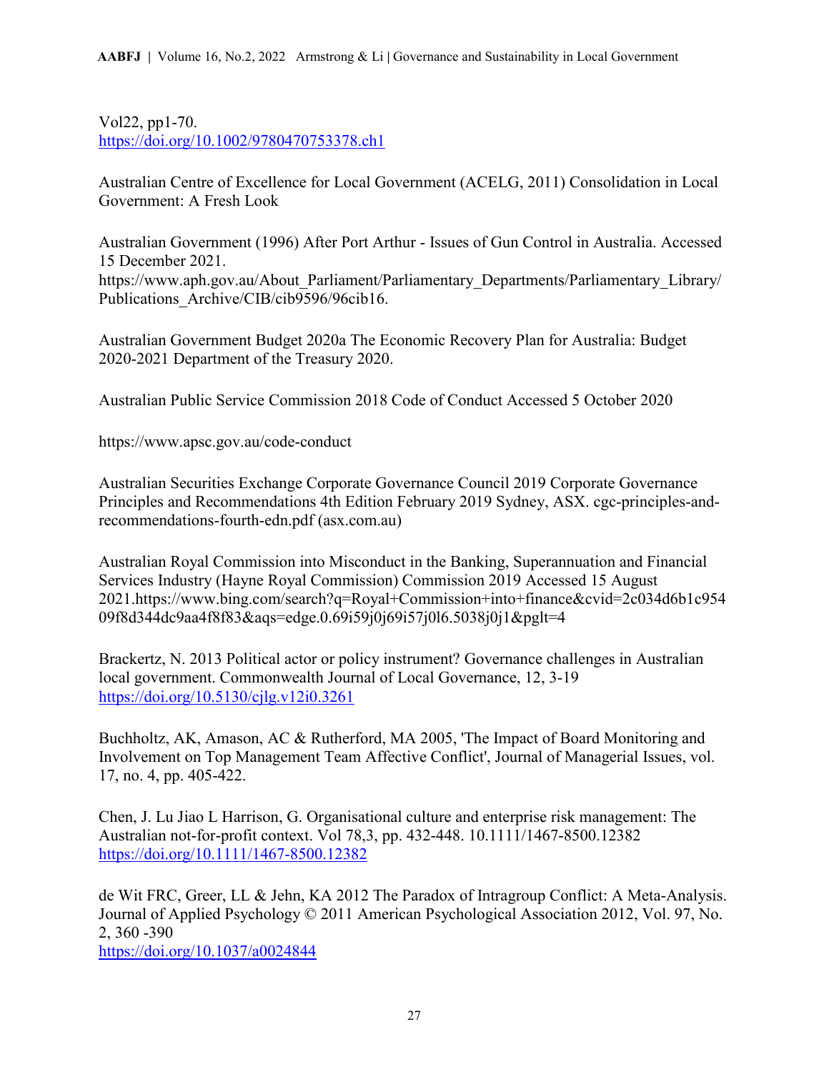Vol22, pp1-70.
https://doi.org/10.1002/9780470753378.ch1

Australian Centre of Excellence for Local Government (ACELG, 2011) Consolidation in Local Government: A Fresh Look

Australian Government (1996) After Port Arthur - Issues of Gun Control in Australia. Accessed 15 December 2021.
https://www.aph.gov.au/About_Parliament/Parliamentary_Departments/Parliamentary_Library/Publications_Archive/CIB/cib9596/96cib16.

Australian Government Budget 2020a The Economic Recovery Plan for Australia: Budget 2020-2021 Department of the Treasury 2020.

Australian Public Service Commission 2018 Code of Conduct Accessed 5 October 2020

https://www.apsc.gov.au/code-conduct

Australian Securities Exchange Corporate Governance Council 2019 Corporate Governance Principles and Recommendations 4th Edition February 2019 Sydney, ASX. cgc-principles-and-recommendations-fourth-edn.pdf (asx.com.au)

Australian Royal Commission into Misconduct in the Banking, Superannuation and Financial Services Industry (Hayne Royal Commission) Commission 2019 Accessed 15 August 2021.https://www.bing.com/search?q=Royal+Commission+into+finance&cvid=2c034d6b1c95409f8d344dc9aa4f8f83&aqs=edge.0.69i59j0j69i57j0l6.5038j0j1&pglt=4

Brackertz, N. 2013 Political actor or policy instrument? Governance challenges in Australian local government. Commonwealth Journal of Local Governance, 12, 3-19
https://doi.org/10.5130/cjlg.v12i0.3261

Buchholtz, AK, Amason, AC & Rutherford, MA 2005, 'The Impact of Board Monitoring and Involvement on Top Management Team Affective Conflict', Journal of Managerial Issues, vol. 17, no. 4, pp. 405-422.

Chen, J. Lu Jiao L Harrison, G. Organisational culture and enterprise risk management: The Australian not-for-profit context. Vol 78,3, pp. 432-448. 10.1111/1467-8500.12382
https://doi.org/10.1111/1467-8500.12382

de Wit FRC, Greer, LL & Jehn, KA 2012 The Paradox of Intragroup Conflict: A Meta-Analysis. Journal of Applied Psychology © 2011 American Psychological Association 2012, Vol. 97, No. 2, 360 -390
https://doi.org/10.1037/a0024844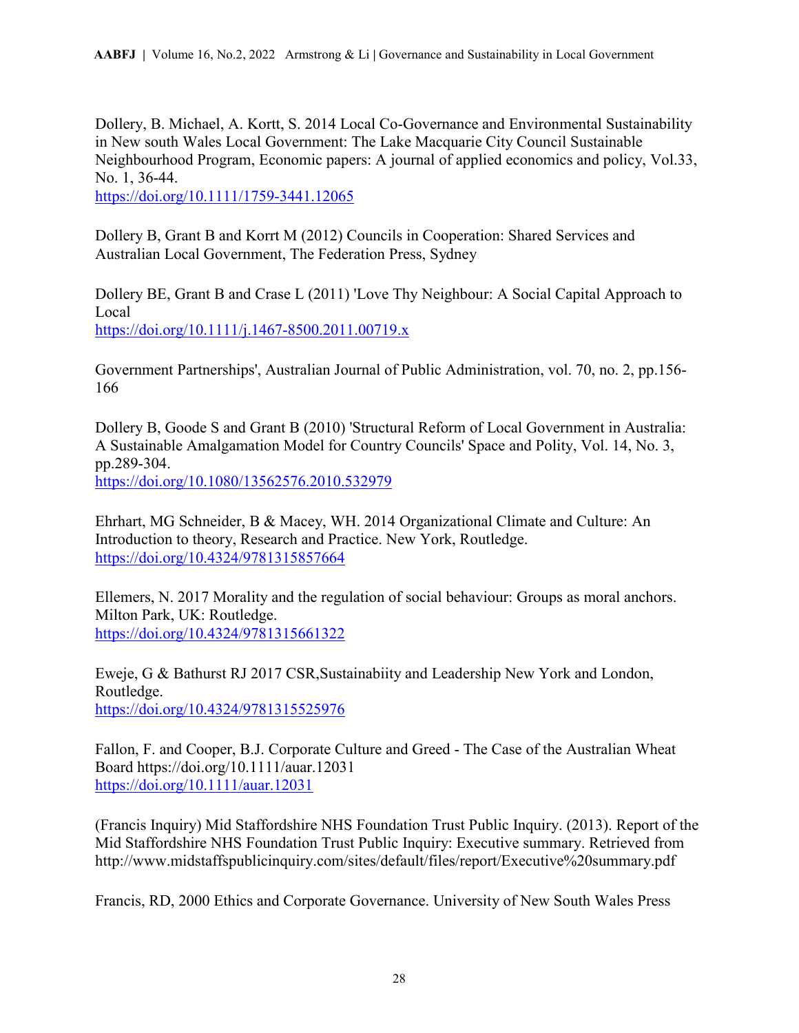Dollery, B. Michael, A. Kortt, S. 2014 Local Co-Governance and Environmental Sustainability in New south Wales Local Government: The Lake Macquarie City Council Sustainable Neighbourhood Program, Economic papers: A journal of applied economics and policy, Vol.33, No. 1, 36-44.
https://doi.org/10.1111/1759-3441.12065

Dollery B, Grant B and Korrt M (2012) Councils in Cooperation: Shared Services and Australian Local Government, The Federation Press, Sydney

Dollery BE, Grant B and Crase L (2011) 'Love Thy Neighbour: A Social Capital Approach to Local
https://doi.org/10.1111/j.1467-8500.2011.00719.x

Government Partnerships', Australian Journal of Public Administration, vol. 70, no. 2, pp.156-166

Dollery B, Goode S and Grant B (2010) 'Structural Reform of Local Government in Australia: A Sustainable Amalgamation Model for Country Councils' Space and Polity, Vol. 14, No. 3, pp.289-304.
https://doi.org/10.1080/13562576.2010.532979

Ehrhart, MG Schneider, B & Macey, WH. 2014 Organizational Climate and Culture: An Introduction to theory, Research and Practice. New York, Routledge.
https://doi.org/10.4324/9781315857664

Ellemers, N. 2017 Morality and the regulation of social behaviour: Groups as moral anchors. Milton Park, UK: Routledge.
https://doi.org/10.4324/9781315661322

Eweje, G & Bathurst RJ 2017 CSR,Sustainabiity and Leadership New York and London, Routledge.
https://doi.org/10.4324/9781315525976

Fallon, F. and Cooper, B.J. Corporate Culture and Greed - The Case of the Australian Wheat Board https://doi.org/10.1111/auar.12031
https://doi.org/10.1111/auar.12031

(Francis Inquiry) Mid Staffordshire NHS Foundation Trust Public Inquiry. (2013). Report of the Mid Staffordshire NHS Foundation Trust Public Inquiry: Executive summary. Retrieved from http://www.midstaffspublicinquiry.com/sites/default/files/report/Executive%20summary.pdf

Francis, RD, 2000 Ethics and Corporate Governance. University of New South Wales Press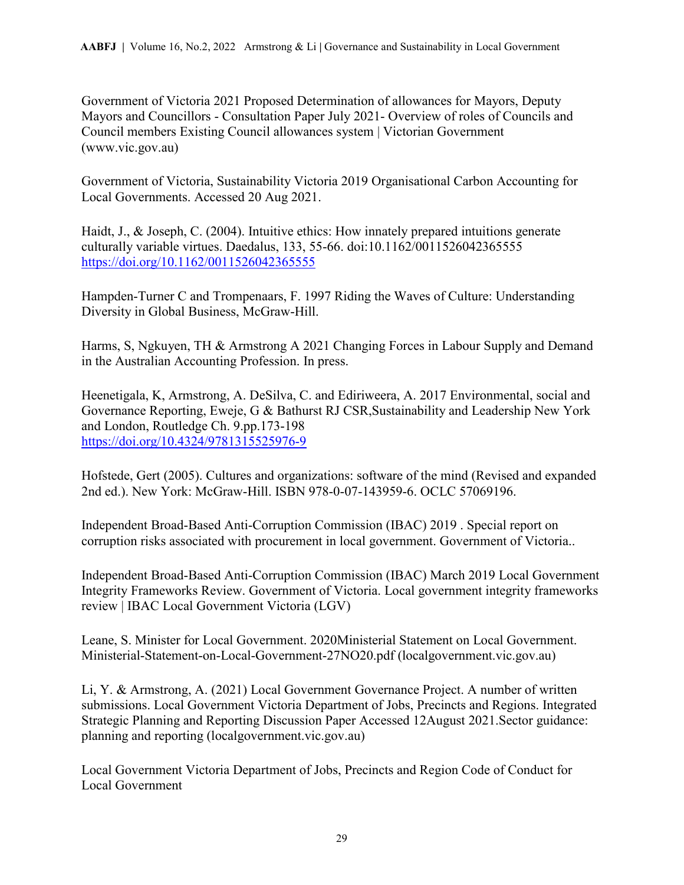Government of Victoria 2021 Proposed Determination of allowances for Mayors, Deputy Mayors and Councillors - Consultation Paper July 2021- Overview of roles of Councils and Council members Existing Council allowances system | Victorian Government (www.vic.gov.au)

Government of Victoria, Sustainability Victoria 2019 Organisational Carbon Accounting for Local Governments. Accessed 20 Aug 2021.

Haidt, J., & Joseph, C. (2004). Intuitive ethics: How innately prepared intuitions generate culturally variable virtues. Daedalus, 133, 55-66. doi:10.1162/0011526042365555 https://doi.org/10.1162/0011526042365555

Hampden-Turner C and Trompenaars, F. 1997 Riding the Waves of Culture: Understanding Diversity in Global Business, McGraw-Hill.

Harms, S, Ngkuyen, TH & Armstrong A 2021 Changing Forces in Labour Supply and Demand in the Australian Accounting Profession. In press.

Heenetigala, K, Armstrong, A. DeSilva, C. and Ediriweera, A. 2017 Environmental, social and Governance Reporting, Eweje, G & Bathurst RJ CSR,Sustainability and Leadership New York and London, Routledge Ch. 9.pp.173-198 https://doi.org/10.4324/9781315525976-9

Hofstede, Gert (2005). Cultures and organizations: software of the mind (Revised and expanded 2nd ed.). New York: McGraw-Hill. ISBN 978-0-07-143959-6. OCLC 57069196.

Independent Broad-Based Anti-Corruption Commission (IBAC) 2019 . Special report on corruption risks associated with procurement in local government. Government of Victoria..

Independent Broad-Based Anti-Corruption Commission (IBAC) March 2019 Local Government Integrity Frameworks Review. Government of Victoria. Local government integrity frameworks review | IBAC Local Government Victoria (LGV)

Leane, S. Minister for Local Government. 2020Ministerial Statement on Local Government. Ministerial-Statement-on-Local-Government-27NO20.pdf (localgovernment.vic.gov.au)

Li, Y. & Armstrong, A. (2021) Local Government Governance Project. A number of written submissions. Local Government Victoria Department of Jobs, Precincts and Regions. Integrated Strategic Planning and Reporting Discussion Paper Accessed 12August 2021.Sector guidance: planning and reporting (localgovernment.vic.gov.au)

Local Government Victoria Department of Jobs, Precincts and Region Code of Conduct for Local Government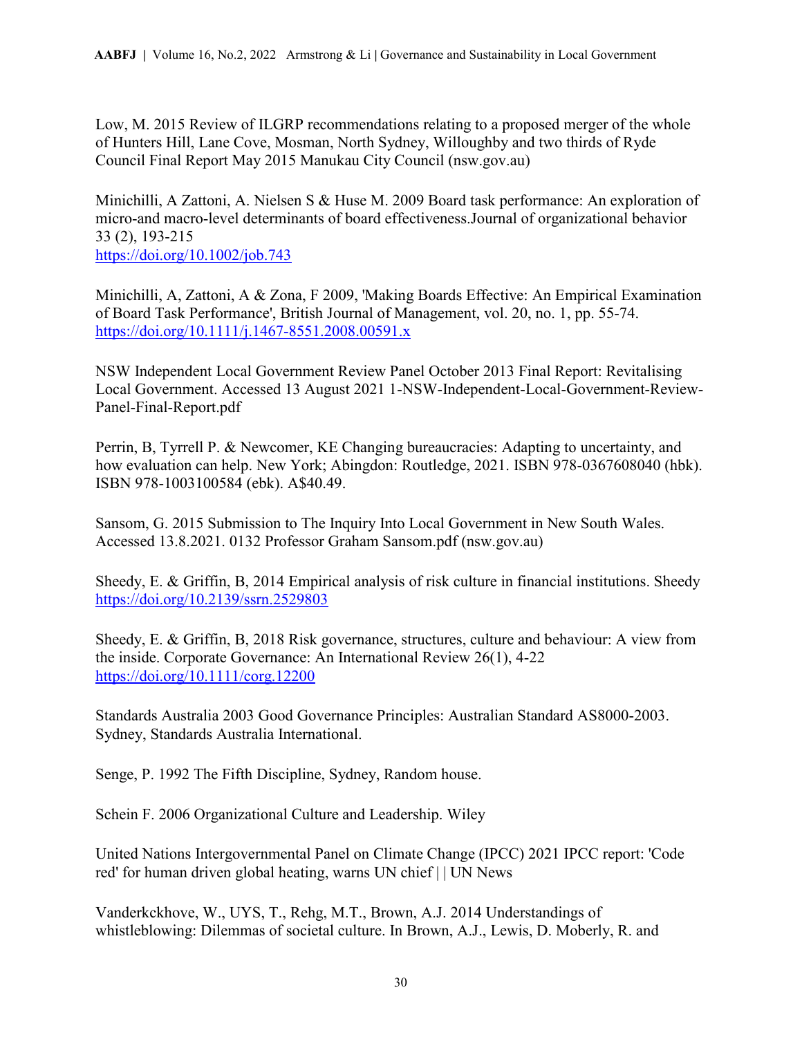Low, M. 2015 Review of ILGRP recommendations relating to a proposed merger of the whole of Hunters Hill, Lane Cove, Mosman, North Sydney, Willoughby and two thirds of Ryde Council Final Report May 2015 Manukau City Council (nsw.gov.au)

Minichilli, A Zattoni, A. Nielsen S & Huse M. 2009 Board task performance: An exploration of micro-and macro-level determinants of board effectiveness.Journal of organizational behavior 33 (2), 193-215
https://doi.org/10.1002/job.743

Minichilli, A, Zattoni, A & Zona, F 2009, 'Making Boards Effective: An Empirical Examination of Board Task Performance', British Journal of Management, vol. 20, no. 1, pp. 55-74.
https://doi.org/10.1111/j.1467-8551.2008.00591.x

NSW Independent Local Government Review Panel October 2013 Final Report: Revitalising Local Government. Accessed 13 August 2021 1-NSW-Independent-Local-Government-Review-Panel-Final-Report.pdf

Perrin, B, Tyrrell P. & Newcomer, KE Changing bureaucracies: Adapting to uncertainty, and how evaluation can help. New York; Abingdon: Routledge, 2021. ISBN 978-0367608040 (hbk). ISBN 978-1003100584 (ebk). A$40.49.

Sansom, G. 2015 Submission to The Inquiry Into Local Government in New South Wales. Accessed 13.8.2021. 0132 Professor Graham Sansom.pdf (nsw.gov.au)

Sheedy, E. & Griffin, B, 2014 Empirical analysis of risk culture in financial institutions. Sheedy https://doi.org/10.2139/ssrn.2529803

Sheedy, E. & Griffin, B, 2018 Risk governance, structures, culture and behaviour: A view from the inside. Corporate Governance: An International Review 26(1), 4-22
https://doi.org/10.1111/corg.12200

Standards Australia 2003 Good Governance Principles: Australian Standard AS8000-2003. Sydney, Standards Australia International.

Senge, P. 1992 The Fifth Discipline, Sydney, Random house.

Schein F. 2006 Organizational Culture and Leadership. Wiley

United Nations Intergovernmental Panel on Climate Change (IPCC) 2021 IPCC report: 'Code red' for human driven global heating, warns UN chief | | UN News

Vanderkckhove, W., UYS, T., Rehg, M.T., Brown, A.J. 2014 Understandings of whistleblowing: Dilemmas of societal culture. In Brown, A.J., Lewis, D. Moberly, R. and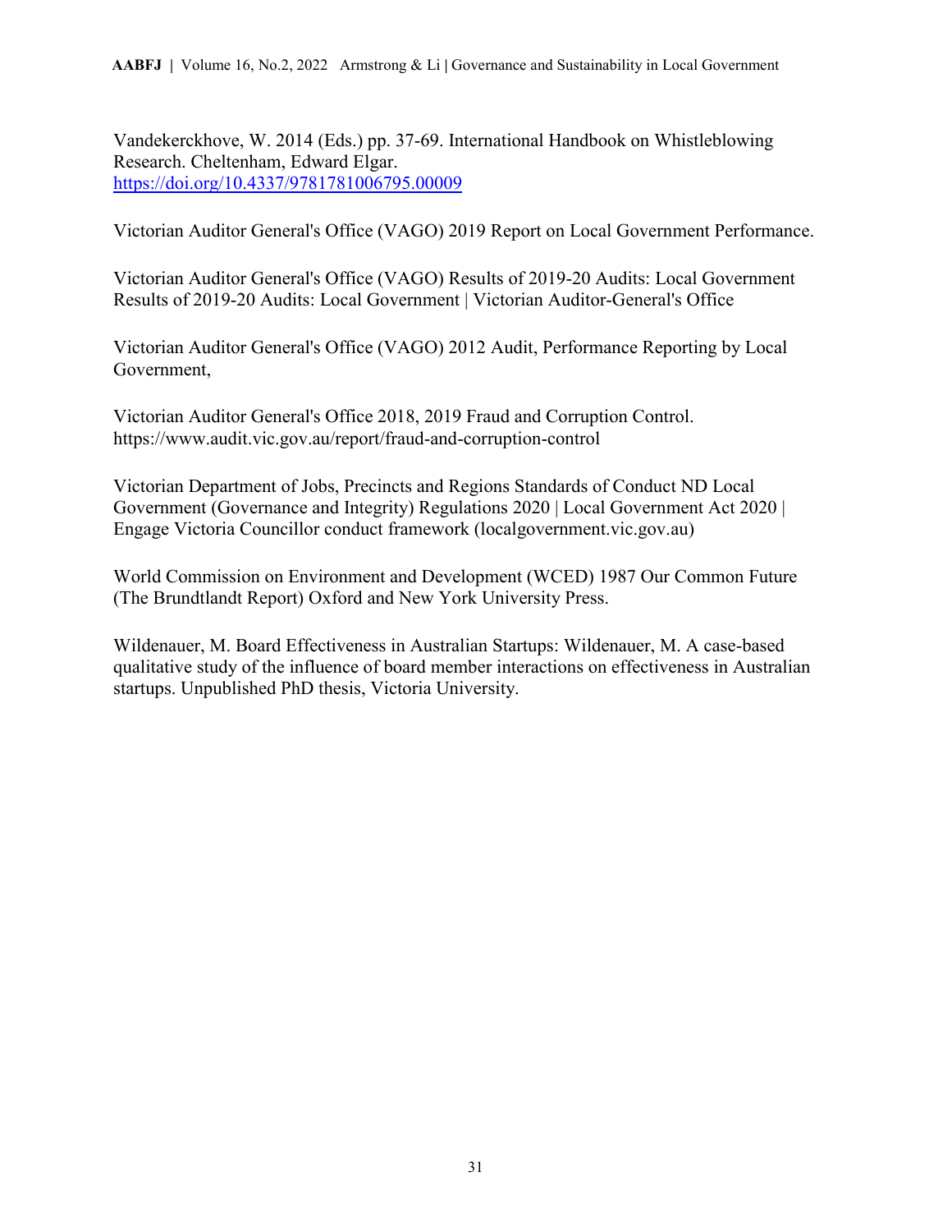Vandekerckhove, W. 2014 (Eds.) pp. 37-69. International Handbook on Whistleblowing Research. Cheltenham, Edward Elgar. https://doi.org/10.4337/9781781006795.00009

Victorian Auditor General's Office (VAGO) 2019 Report on Local Government Performance.

Victorian Auditor General's Office (VAGO) Results of 2019-20 Audits: Local Government Results of 2019-20 Audits: Local Government | Victorian Auditor-General's Office

Victorian Auditor General's Office (VAGO) 2012 Audit, Performance Reporting by Local Government,

Victorian Auditor General's Office 2018, 2019 Fraud and Corruption Control. https://www.audit.vic.gov.au/report/fraud-and-corruption-control

Victorian Department of Jobs, Precincts and Regions Standards of Conduct ND Local Government (Governance and Integrity) Regulations 2020 | Local Government Act 2020 | Engage Victoria Councillor conduct framework (localgovernment.vic.gov.au)

World Commission on Environment and Development (WCED) 1987 Our Common Future (The Brundtlandt Report) Oxford and New York University Press.

Wildenauer, M. Board Effectiveness in Australian Startups: Wildenauer, M. A case-based qualitative study of the influence of board member interactions on effectiveness in Australian startups. Unpublished PhD thesis, Victoria University.